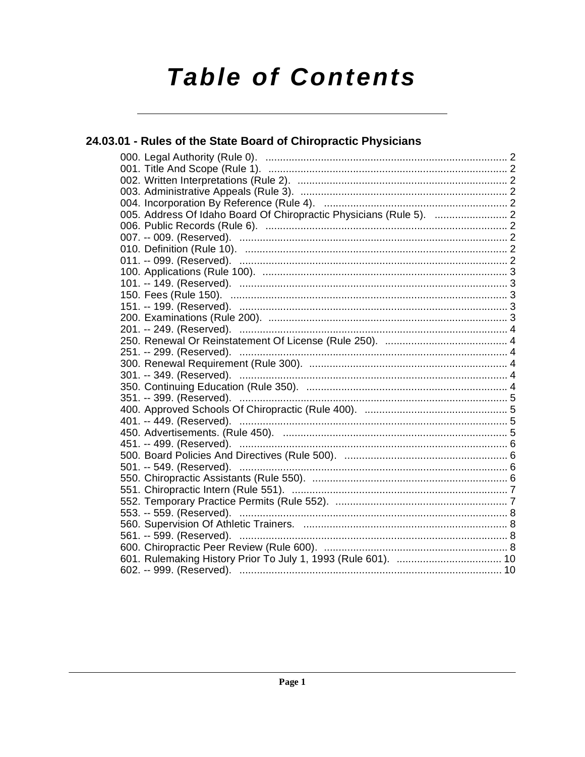# Table of Contents

## 24.03.01 - Rules of the State Board of Chiropractic Physicians

000. Legal Authority (Rule 0). .................................................................................... 2
001. Title And Scope (Rule 1). .................................................................................... 2
002. Written Interpretations (Rule 2). ......................................................................... 2
003. Administrative Appeals (Rule 3). ........................................................................ 2
004. Incorporation By Reference (Rule 4). ................................................................ 2
005. Address Of Idaho Board Of Chiropractic Physicians (Rule 5). ......................... 2
006. Public Records (Rule 6). .................................................................................... 2
007. -- 009. (Reserved). ............................................................................................. 2
010. Definition (Rule 10). ........................................................................................... 2
011. -- 099. (Reserved). ............................................................................................. 2
100. Applications (Rule 100). ..................................................................................... 3
101. -- 149. (Reserved). ............................................................................................. 3
150. Fees (Rule 150). ................................................................................................. 3
151. -- 199. (Reserved). ............................................................................................. 3
200. Examinations (Rule 200). ................................................................................... 3
201. -- 249. (Reserved). ............................................................................................. 4
250. Renewal Or Reinstatement Of License (Rule 250). ........................................... 4
251. -- 299. (Reserved). ............................................................................................. 4
300. Renewal Requirement (Rule 300). ..................................................................... 4
301. -- 349. (Reserved). ............................................................................................. 4
350. Continuing Education (Rule 350). ..................................................................... 4
351. -- 399. (Reserved). ............................................................................................. 5
400. Approved Schools Of Chiropractic (Rule 400). .................................................. 5
401. -- 449. (Reserved). ............................................................................................. 5
450. Advertisements. (Rule 450). .............................................................................. 5
451. -- 499. (Reserved). ............................................................................................. 6
500. Board Policies And Directives (Rule 500). ......................................................... 6
501. -- 549. (Reserved). ............................................................................................. 6
550. Chiropractic Assistants (Rule 550). .................................................................... 6
551. Chiropractic Intern (Rule 551). ........................................................................... 7
552. Temporary Practice Permits (Rule 552). ............................................................ 7
553. -- 559. (Reserved). ............................................................................................. 8
560. Supervision Of Athletic Trainers. ....................................................................... 8
561. -- 599. (Reserved). ............................................................................................. 8
600. Chiropractic Peer Review (Rule 600). ................................................................ 8
601. Rulemaking History Prior To July 1, 1993 (Rule 601). ..................................... 10
602. -- 999. (Reserved). ........................................................................................... 10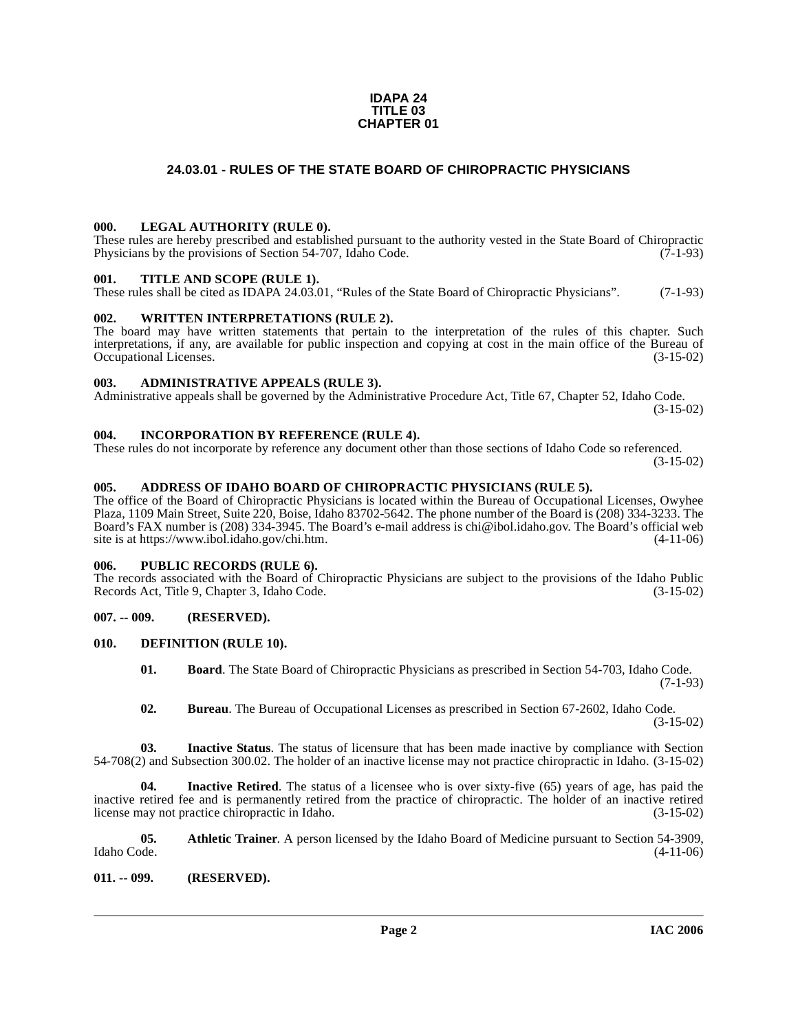**IDAPA 24**
**TITLE 03**
**CHAPTER 01**

## 24.03.01 - RULES OF THE STATE BOARD OF CHIROPRACTIC PHYSICIANS

### 000. LEGAL AUTHORITY (RULE 0).

These rules are hereby prescribed and established pursuant to the authority vested in the State Board of Chiropractic Physicians by the provisions of Section 54-707, Idaho Code. (7-1-93)

### 001. TITLE AND SCOPE (RULE 1).

These rules shall be cited as IDAPA 24.03.01, "Rules of the State Board of Chiropractic Physicians". (7-1-93)

### 002. WRITTEN INTERPRETATIONS (RULE 2).

The board may have written statements that pertain to the interpretation of the rules of this chapter. Such interpretations, if any, are available for public inspection and copying at cost in the main office of the Bureau of Occupational Licenses. (3-15-02)

### 003. ADMINISTRATIVE APPEALS (RULE 3).

Administrative appeals shall be governed by the Administrative Procedure Act, Title 67, Chapter 52, Idaho Code. (3-15-02)

### 004. INCORPORATION BY REFERENCE (RULE 4).

These rules do not incorporate by reference any document other than those sections of Idaho Code so referenced. (3-15-02)

### 005. ADDRESS OF IDAHO BOARD OF CHIROPRACTIC PHYSICIANS (RULE 5).

The office of the Board of Chiropractic Physicians is located within the Bureau of Occupational Licenses, Owyhee Plaza, 1109 Main Street, Suite 220, Boise, Idaho 83702-5642. The phone number of the Board is (208) 334-3233. The Board's FAX number is (208) 334-3945. The Board's e-mail address is chi@ibol.idaho.gov. The Board's official web site is at https://www.ibol.idaho.gov/chi.htm. (4-11-06)

### 006. PUBLIC RECORDS (RULE 6).

The records associated with the Board of Chiropractic Physicians are subject to the provisions of the Idaho Public Records Act, Title 9, Chapter 3, Idaho Code. (3-15-02)

### 007. -- 009. (RESERVED).

### 010. DEFINITION (RULE 10).

**01. Board**. The State Board of Chiropractic Physicians as prescribed in Section 54-703, Idaho Code. (7-1-93)

**02. Bureau**. The Bureau of Occupational Licenses as prescribed in Section 67-2602, Idaho Code. (3-15-02)

**03. Inactive Status**. The status of licensure that has been made inactive by compliance with Section 54-708(2) and Subsection 300.02. The holder of an inactive license may not practice chiropractic in Idaho. (3-15-02)

**04. Inactive Retired**. The status of a licensee who is over sixty-five (65) years of age, has paid the inactive retired fee and is permanently retired from the practice of chiropractic. The holder of an inactive retired license may not practice chiropractic in Idaho. (3-15-02)

**05. Athletic Trainer**. A person licensed by the Idaho Board of Medicine pursuant to Section 54-3909, Idaho Code. (4-11-06)

### 011. -- 099. (RESERVED).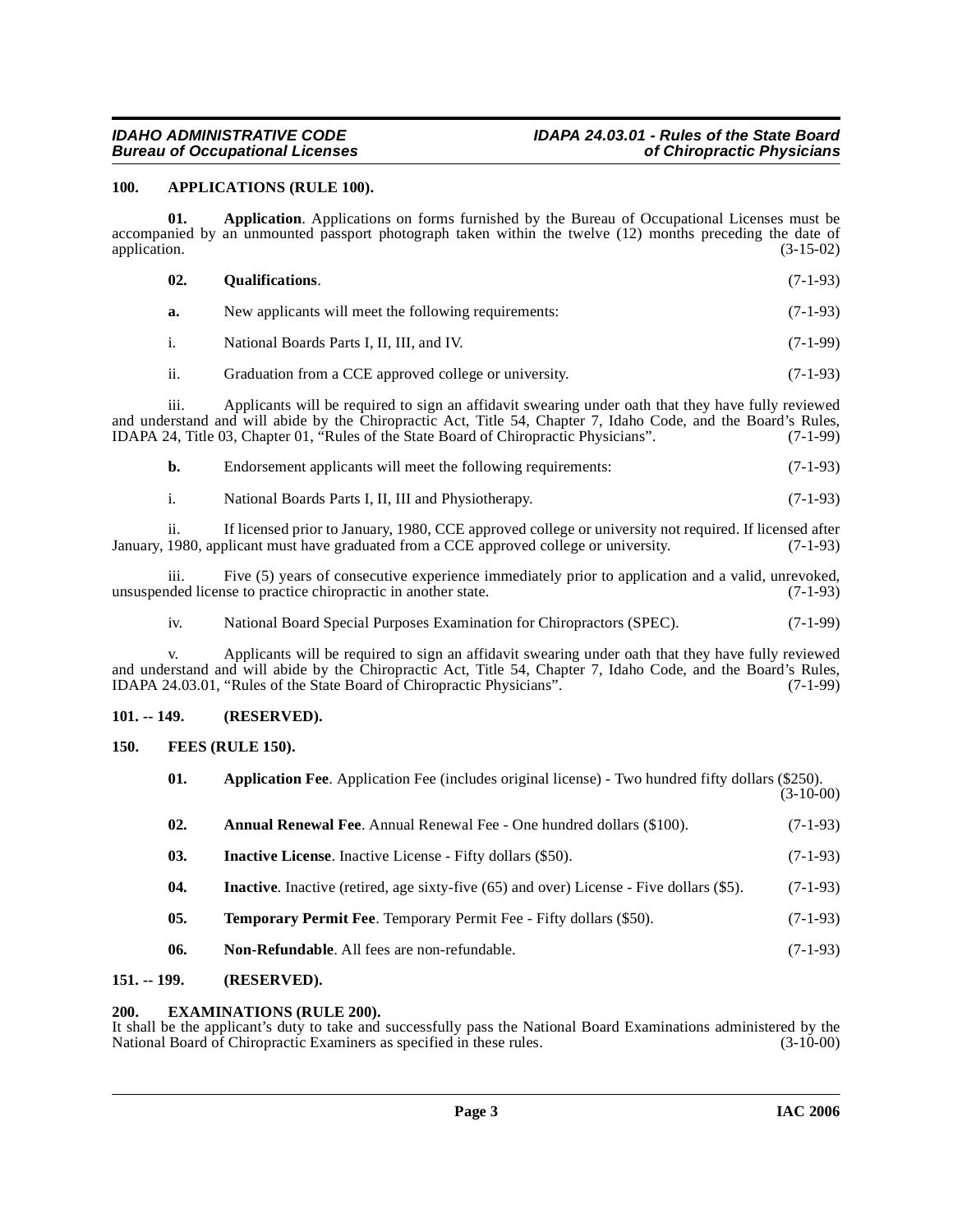## 100. APPLICATIONS (RULE 100).

**01. Application**. Applications on forms furnished by the Bureau of Occupational Licenses must be accompanied by an unmounted passport photograph taken within the twelve (12) months preceding the date of application. (3-15-02)

**02. Qualifications**. (7-1-93)

**a.** New applicants will meet the following requirements: (7-1-93)

i. National Boards Parts I, II, III, and IV. (7-1-99)

ii. Graduation from a CCE approved college or university. (7-1-93)

iii. Applicants will be required to sign an affidavit swearing under oath that they have fully reviewed and understand and will abide by the Chiropractic Act, Title 54, Chapter 7, Idaho Code, and the Board's Rules, IDAPA 24, Title 03, Chapter 01, "Rules of the State Board of Chiropractic Physicians". (7-1-99)

**b.** Endorsement applicants will meet the following requirements: (7-1-93)

i. National Boards Parts I, II, III and Physiotherapy. (7-1-93)

ii. If licensed prior to January, 1980, CCE approved college or university not required. If licensed after January, 1980, applicant must have graduated from a CCE approved college or university. (7-1-93)

iii. Five (5) years of consecutive experience immediately prior to application and a valid, unrevoked, unsuspended license to practice chiropractic in another state. (7-1-93)

iv. National Board Special Purposes Examination for Chiropractors (SPEC). (7-1-99)

v. Applicants will be required to sign an affidavit swearing under oath that they have fully reviewed and understand and will abide by the Chiropractic Act, Title 54, Chapter 7, Idaho Code, and the Board's Rules, IDAPA 24.03.01, "Rules of the State Board of Chiropractic Physicians". (7-1-99)

## 101. -- 149. (RESERVED).

## 150. FEES (RULE 150).

**01. Application Fee**. Application Fee (includes original license) - Two hundred fifty dollars ($250). (3-10-00)

**02. Annual Renewal Fee**. Annual Renewal Fee - One hundred dollars ($100). (7-1-93)

**03. Inactive License**. Inactive License - Fifty dollars ($50). (7-1-93)

**04. Inactive**. Inactive (retired, age sixty-five (65) and over) License - Five dollars ($5). (7-1-93)

**05. Temporary Permit Fee**. Temporary Permit Fee - Fifty dollars ($50). (7-1-93)

**06. Non-Refundable**. All fees are non-refundable. (7-1-93)

## 151. -- 199. (RESERVED).

## 200. EXAMINATIONS (RULE 200).

It shall be the applicant's duty to take and successfully pass the National Board Examinations administered by the National Board of Chiropractic Examiners as specified in these rules. (3-10-00)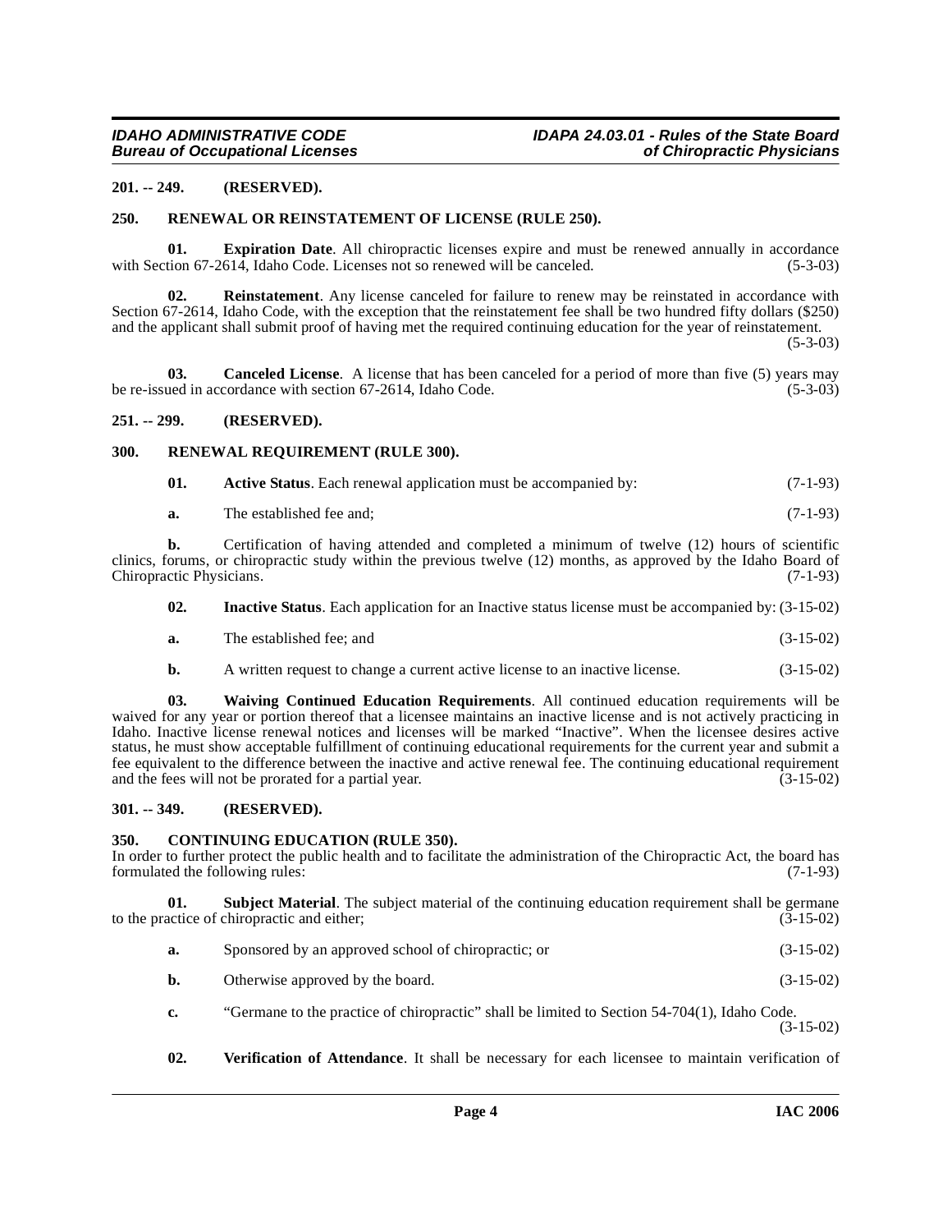## 201. -- 249. (RESERVED).

## 250. RENEWAL OR REINSTATEMENT OF LICENSE (RULE 250).

**01. Expiration Date**. All chiropractic licenses expire and must be renewed annually in accordance with Section 67-2614, Idaho Code. Licenses not so renewed will be canceled. (5-3-03)

**02. Reinstatement**. Any license canceled for failure to renew may be reinstated in accordance with Section 67-2614, Idaho Code, with the exception that the reinstatement fee shall be two hundred fifty dollars ($250) and the applicant shall submit proof of having met the required continuing education for the year of reinstatement. (5-3-03)

**03. Canceled License**. A license that has been canceled for a period of more than five (5) years may be re-issued in accordance with section 67-2614, Idaho Code. (5-3-03)

## 251. -- 299. (RESERVED).

## 300. RENEWAL REQUIREMENT (RULE 300).

**01. Active Status**. Each renewal application must be accompanied by: (7-1-93)

**a.** The established fee and; (7-1-93)

**b.** Certification of having attended and completed a minimum of twelve (12) hours of scientific clinics, forums, or chiropractic study within the previous twelve (12) months, as approved by the Idaho Board of Chiropractic Physicians. (7-1-93)

**02. Inactive Status**. Each application for an Inactive status license must be accompanied by: (3-15-02)

**a.** The established fee; and (3-15-02)

**b.** A written request to change a current active license to an inactive license. (3-15-02)

**03. Waiving Continued Education Requirements**. All continued education requirements will be waived for any year or portion thereof that a licensee maintains an inactive license and is not actively practicing in Idaho. Inactive license renewal notices and licenses will be marked "Inactive". When the licensee desires active status, he must show acceptable fulfillment of continuing educational requirements for the current year and submit a fee equivalent to the difference between the inactive and active renewal fee. The continuing educational requirement and the fees will not be prorated for a partial year. (3-15-02)

## 301. -- 349. (RESERVED).

## 350. CONTINUING EDUCATION (RULE 350).

In order to further protect the public health and to facilitate the administration of the Chiropractic Act, the board has formulated the following rules: (7-1-93)

**01. Subject Material**. The subject material of the continuing education requirement shall be germane to the practice of chiropractic and either; (3-15-02)

**a.** Sponsored by an approved school of chiropractic; or (3-15-02)

**b.** Otherwise approved by the board. (3-15-02)

**c.** "Germane to the practice of chiropractic" shall be limited to Section 54-704(1), Idaho Code. (3-15-02)

**02. Verification of Attendance**. It shall be necessary for each licensee to maintain verification of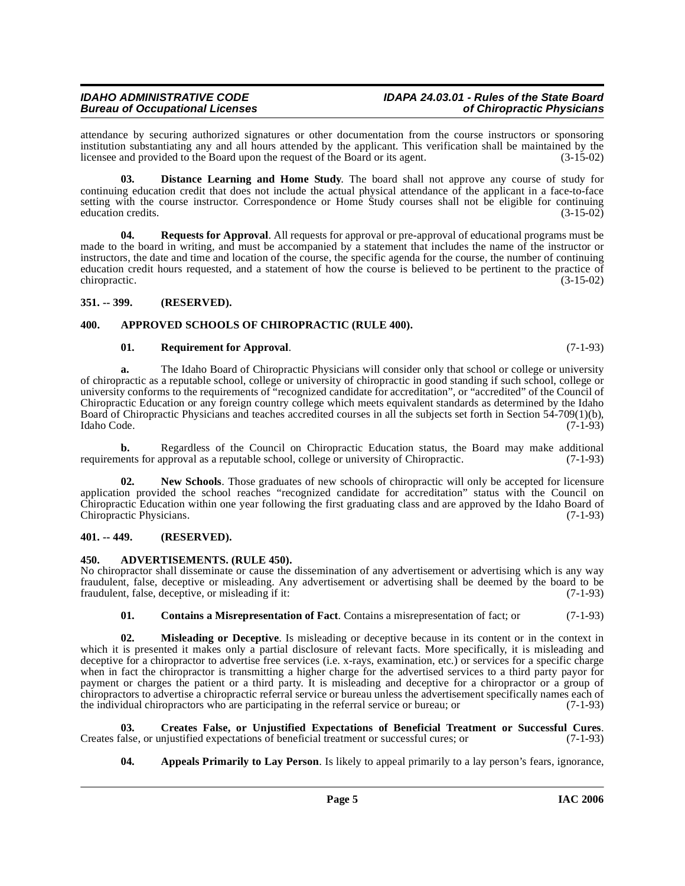attendance by securing authorized signatures or other documentation from the course instructors or sponsoring institution substantiating any and all hours attended by the applicant. This verification shall be maintained by the licensee and provided to the Board upon the request of the Board or its agent. (3-15-02)

**03. Distance Learning and Home Study**. The board shall not approve any course of study for continuing education credit that does not include the actual physical attendance of the applicant in a face-to-face setting with the course instructor. Correspondence or Home Study courses shall not be eligible for continuing education credits. (3-15-02)

**04. Requests for Approval**. All requests for approval or pre-approval of educational programs must be made to the board in writing, and must be accompanied by a statement that includes the name of the instructor or instructors, the date and time and location of the course, the specific agenda for the course, the number of continuing education credit hours requested, and a statement of how the course is believed to be pertinent to the practice of chiropractic. (3-15-02)

### 351. -- 399. (RESERVED).

### 400. APPROVED SCHOOLS OF CHIROPRACTIC (RULE 400).

**01. Requirement for Approval**. (7-1-93)

**a.** The Idaho Board of Chiropractic Physicians will consider only that school or college or university of chiropractic as a reputable school, college or university of chiropractic in good standing if such school, college or university conforms to the requirements of "recognized candidate for accreditation", or "accredited" of the Council of Chiropractic Education or any foreign country college which meets equivalent standards as determined by the Idaho Board of Chiropractic Physicians and teaches accredited courses in all the subjects set forth in Section 54-709(1)(b), Idaho Code. (7-1-93)

**b.** Regardless of the Council on Chiropractic Education status, the Board may make additional requirements for approval as a reputable school, college or university of Chiropractic. (7-1-93)

**02. New Schools**. Those graduates of new schools of chiropractic will only be accepted for licensure application provided the school reaches "recognized candidate for accreditation" status with the Council on Chiropractic Education within one year following the first graduating class and are approved by the Idaho Board of Chiropractic Physicians. (7-1-93)

### 401. -- 449. (RESERVED).

### 450. ADVERTISEMENTS. (RULE 450).

No chiropractor shall disseminate or cause the dissemination of any advertisement or advertising which is any way fraudulent, false, deceptive or misleading. Any advertisement or advertising shall be deemed by the board to be fraudulent, false, deceptive, or misleading if it: (7-1-93)

**01. Contains a Misrepresentation of Fact**. Contains a misrepresentation of fact; or (7-1-93)

**02. Misleading or Deceptive**. Is misleading or deceptive because in its content or in the context in which it is presented it makes only a partial disclosure of relevant facts. More specifically, it is misleading and deceptive for a chiropractor to advertise free services (i.e. x-rays, examination, etc.) or services for a specific charge when in fact the chiropractor is transmitting a higher charge for the advertised services to a third party payor for payment or charges the patient or a third party. It is misleading and deceptive for a chiropractor or a group of chiropractors to advertise a chiropractic referral service or bureau unless the advertisement specifically names each of the individual chiropractors who are participating in the referral service or bureau; or (7-1-93)

**03. Creates False, or Unjustified Expectations of Beneficial Treatment or Successful Cures**. Creates false, or unjustified expectations of beneficial treatment or successful cures; or (7-1-93)

**04. Appeals Primarily to Lay Person**. Is likely to appeal primarily to a lay person's fears, ignorance,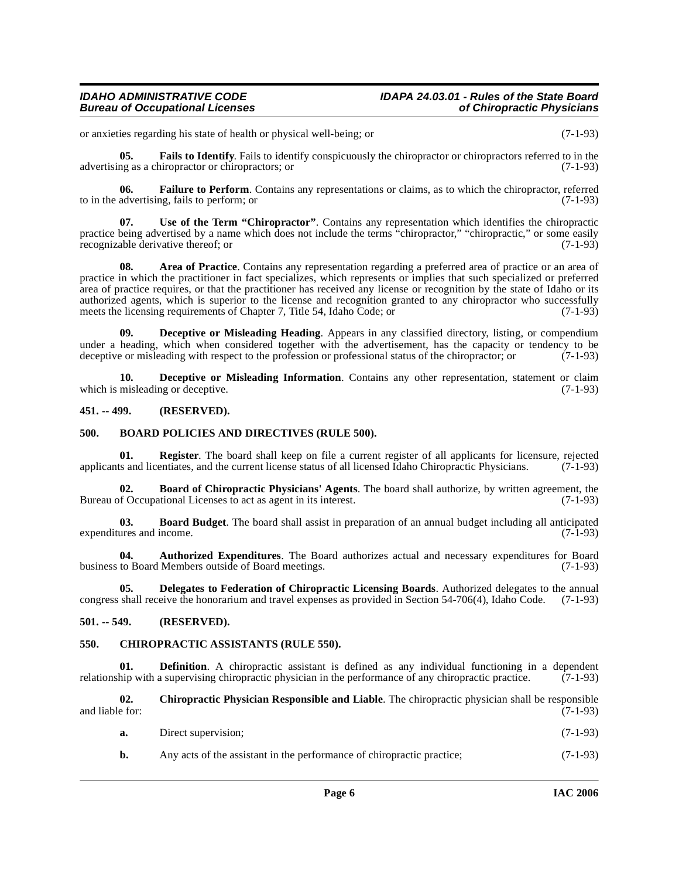or anxieties regarding his state of health or physical well-being; or (7-1-93)

**05. Fails to Identify**. Fails to identify conspicuously the chiropractor or chiropractors referred to in the advertising as a chiropractor or chiropractors; or (7-1-93)

**06. Failure to Perform**. Contains any representations or claims, as to which the chiropractor, referred to in the advertising, fails to perform; or (7-1-93)

**07. Use of the Term "Chiropractor"**. Contains any representation which identifies the chiropractic practice being advertised by a name which does not include the terms "chiropractor," "chiropractic," or some easily recognizable derivative thereof; or (7-1-93)

**08. Area of Practice**. Contains any representation regarding a preferred area of practice or an area of practice in which the practitioner in fact specializes, which represents or implies that such specialized or preferred area of practice requires, or that the practitioner has received any license or recognition by the state of Idaho or its authorized agents, which is superior to the license and recognition granted to any chiropractor who successfully meets the licensing requirements of Chapter 7, Title 54, Idaho Code; or (7-1-93)

**09. Deceptive or Misleading Heading**. Appears in any classified directory, listing, or compendium under a heading, which when considered together with the advertisement, has the capacity or tendency to be deceptive or misleading with respect to the profession or professional status of the chiropractor; or (7-1-93)

**10. Deceptive or Misleading Information**. Contains any other representation, statement or claim which is misleading or deceptive. (7-1-93)

## 451. -- 499. (RESERVED).

## 500. BOARD POLICIES AND DIRECTIVES (RULE 500).

**01. Register**. The board shall keep on file a current register of all applicants for licensure, rejected applicants and licentiates, and the current license status of all licensed Idaho Chiropractic Physicians. (7-1-93)

**02. Board of Chiropractic Physicians' Agents**. The board shall authorize, by written agreement, the Bureau of Occupational Licenses to act as agent in its interest. (7-1-93)

**03. Board Budget**. The board shall assist in preparation of an annual budget including all anticipated expenditures and income. (7-1-93)

**04. Authorized Expenditures**. The Board authorizes actual and necessary expenditures for Board business to Board Members outside of Board meetings. (7-1-93)

**05. Delegates to Federation of Chiropractic Licensing Boards**. Authorized delegates to the annual congress shall receive the honorarium and travel expenses as provided in Section 54-706(4), Idaho Code. (7-1-93)

## 501. -- 549. (RESERVED).

## 550. CHIROPRACTIC ASSISTANTS (RULE 550).

**01. Definition**. A chiropractic assistant is defined as any individual functioning in a dependent relationship with a supervising chiropractic physician in the performance of any chiropractic practice. (7-1-93)

**02. Chiropractic Physician Responsible and Liable**. The chiropractic physician shall be responsible and liable for: (7-1-93)

**a.** Direct supervision; (7-1-93)

**b.** Any acts of the assistant in the performance of chiropractic practice; (7-1-93)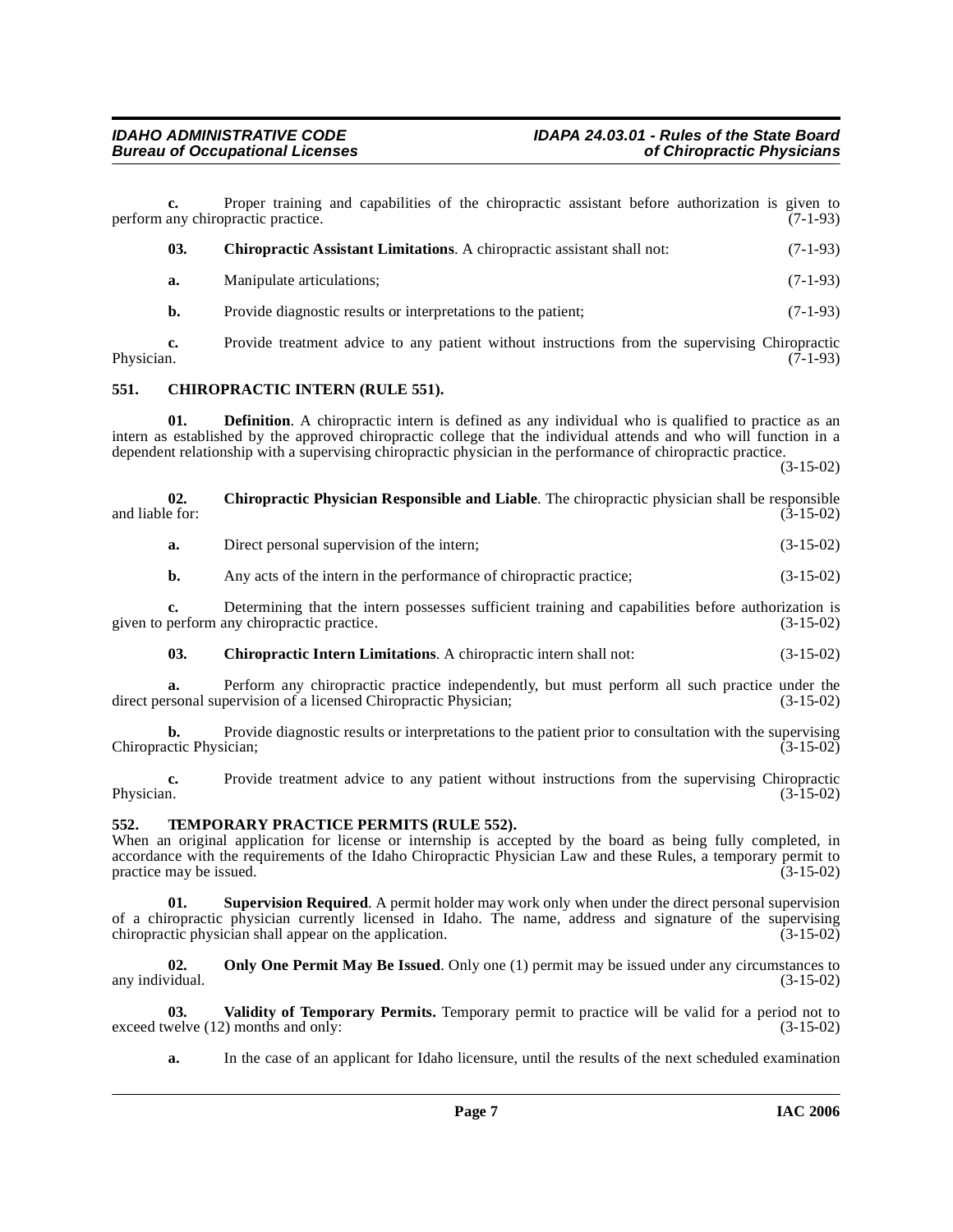**c.** Proper training and capabilities of the chiropractic assistant before authorization is given to perform any chiropractic practice. (7-1-93)

**03. Chiropractic Assistant Limitations**. A chiropractic assistant shall not: (7-1-93)

**a.** Manipulate articulations; (7-1-93)

**b.** Provide diagnostic results or interpretations to the patient; (7-1-93)

**c.** Provide treatment advice to any patient without instructions from the supervising Chiropractic Physician. (7-1-93)

## 551. CHIROPRACTIC INTERN (RULE 551).

**01. Definition**. A chiropractic intern is defined as any individual who is qualified to practice as an intern as established by the approved chiropractic college that the individual attends and who will function in a dependent relationship with a supervising chiropractic physician in the performance of chiropractic practice. (3-15-02)

**02. Chiropractic Physician Responsible and Liable**. The chiropractic physician shall be responsible and liable for: (3-15-02)

**a.** Direct personal supervision of the intern; (3-15-02)

**b.** Any acts of the intern in the performance of chiropractic practice; (3-15-02)

**c.** Determining that the intern possesses sufficient training and capabilities before authorization is given to perform any chiropractic practice. (3-15-02)

**03. Chiropractic Intern Limitations**. A chiropractic intern shall not: (3-15-02)

**a.** Perform any chiropractic practice independently, but must perform all such practice under the direct personal supervision of a licensed Chiropractic Physician; (3-15-02)

**b.** Provide diagnostic results or interpretations to the patient prior to consultation with the supervising Chiropractic Physician; (3-15-02)

**c.** Provide treatment advice to any patient without instructions from the supervising Chiropractic Physician. (3-15-02)

## 552. TEMPORARY PRACTICE PERMITS (RULE 552).

When an original application for license or internship is accepted by the board as being fully completed, in accordance with the requirements of the Idaho Chiropractic Physician Law and these Rules, a temporary permit to practice may be issued. (3-15-02)

**01. Supervision Required**. A permit holder may work only when under the direct personal supervision of a chiropractic physician currently licensed in Idaho. The name, address and signature of the supervising chiropractic physician shall appear on the application. (3-15-02)

**02. Only One Permit May Be Issued**. Only one (1) permit may be issued under any circumstances to any individual. (3-15-02)

**03. Validity of Temporary Permits.** Temporary permit to practice will be valid for a period not to exceed twelve (12) months and only: (3-15-02)

**a.** In the case of an applicant for Idaho licensure, until the results of the next scheduled examination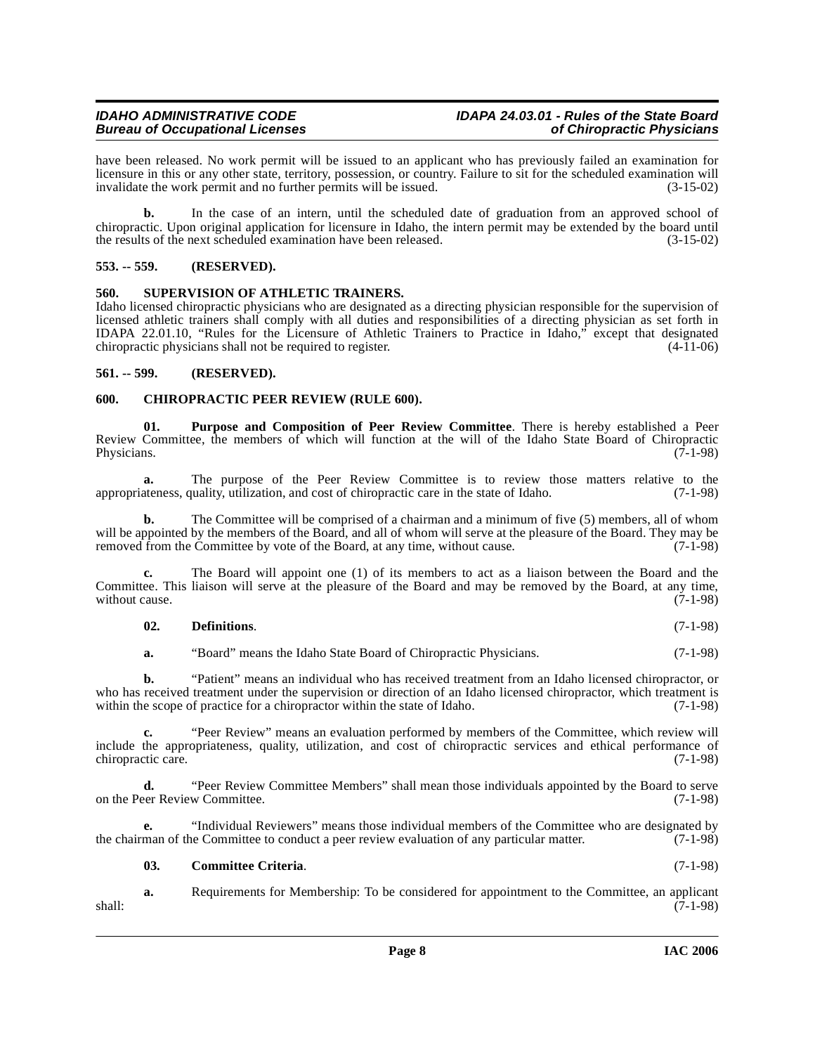have been released. No work permit will be issued to an applicant who has previously failed an examination for licensure in this or any other state, territory, possession, or country. Failure to sit for the scheduled examination will invalidate the work permit and no further permits will be issued. (3-15-02)

**b.** In the case of an intern, until the scheduled date of graduation from an approved school of chiropractic. Upon original application for licensure in Idaho, the intern permit may be extended by the board until the results of the next scheduled examination have been released. (3-15-02)

### 553. -- 559. (RESERVED).

### 560. SUPERVISION OF ATHLETIC TRAINERS.

Idaho licensed chiropractic physicians who are designated as a directing physician responsible for the supervision of licensed athletic trainers shall comply with all duties and responsibilities of a directing physician as set forth in IDAPA 22.01.10, "Rules for the Licensure of Athletic Trainers to Practice in Idaho," except that designated chiropractic physicians shall not be required to register. (4-11-06)

### 561. -- 599. (RESERVED).

### 600. CHIROPRACTIC PEER REVIEW (RULE 600).

**01. Purpose and Composition of Peer Review Committee**. There is hereby established a Peer Review Committee, the members of which will function at the will of the Idaho State Board of Chiropractic Physicians. (7-1-98)

**a.** The purpose of the Peer Review Committee is to review those matters relative to the appropriateness, quality, utilization, and cost of chiropractic care in the state of Idaho. (7-1-98)

**b.** The Committee will be comprised of a chairman and a minimum of five (5) members, all of whom will be appointed by the members of the Board, and all of whom will serve at the pleasure of the Board. They may be removed from the Committee by vote of the Board, at any time, without cause. (7-1-98)

**c.** The Board will appoint one (1) of its members to act as a liaison between the Board and the Committee. This liaison will serve at the pleasure of the Board and may be removed by the Board, at any time, without cause. (7-1-98)

**02. Definitions**. (7-1-98)

**a.** "Board" means the Idaho State Board of Chiropractic Physicians. (7-1-98)

**b.** "Patient" means an individual who has received treatment from an Idaho licensed chiropractor, or who has received treatment under the supervision or direction of an Idaho licensed chiropractor, which treatment is within the scope of practice for a chiropractor within the state of Idaho. (7-1-98)

**c.** "Peer Review" means an evaluation performed by members of the Committee, which review will include the appropriateness, quality, utilization, and cost of chiropractic services and ethical performance of chiropractic care. (7-1-98)

**d.** "Peer Review Committee Members" shall mean those individuals appointed by the Board to serve on the Peer Review Committee. (7-1-98)

**e.** "Individual Reviewers" means those individual members of the Committee who are designated by the chairman of the Committee to conduct a peer review evaluation of any particular matter. (7-1-98)

**03. Committee Criteria**. (7-1-98)

**a.** Requirements for Membership: To be considered for appointment to the Committee, an applicant shall: (7-1-98)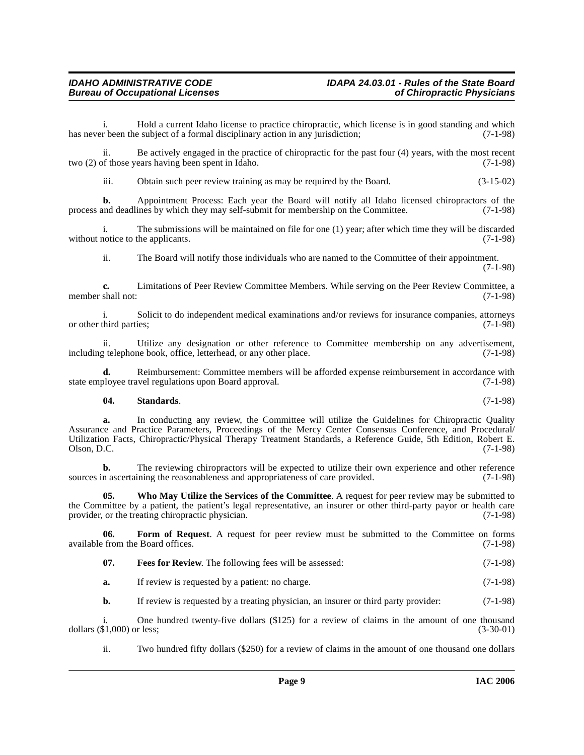i. Hold a current Idaho license to practice chiropractic, which license is in good standing and which has never been the subject of a formal disciplinary action in any jurisdiction; (7-1-98)

ii. Be actively engaged in the practice of chiropractic for the past four (4) years, with the most recent two (2) of those years having been spent in Idaho. (7-1-98)

iii. Obtain such peer review training as may be required by the Board. (3-15-02)

**b.** Appointment Process: Each year the Board will notify all Idaho licensed chiropractors of the process and deadlines by which they may self-submit for membership on the Committee. (7-1-98)

i. The submissions will be maintained on file for one (1) year; after which time they will be discarded without notice to the applicants. (7-1-98)

ii. The Board will notify those individuals who are named to the Committee of their appointment. (7-1-98)

**c.** Limitations of Peer Review Committee Members. While serving on the Peer Review Committee, a member shall not: (7-1-98)

i. Solicit to do independent medical examinations and/or reviews for insurance companies, attorneys or other third parties; (7-1-98)

ii. Utilize any designation or other reference to Committee membership on any advertisement, including telephone book, office, letterhead, or any other place. (7-1-98)

**d.** Reimbursement: Committee members will be afforded expense reimbursement in accordance with state employee travel regulations upon Board approval. (7-1-98)

**04. Standards**. (7-1-98)

**a.** In conducting any review, the Committee will utilize the Guidelines for Chiropractic Quality Assurance and Practice Parameters, Proceedings of the Mercy Center Consensus Conference, and Procedural/ Utilization Facts, Chiropractic/Physical Therapy Treatment Standards, a Reference Guide, 5th Edition, Robert E. Olson, D.C. (7-1-98)

**b.** The reviewing chiropractors will be expected to utilize their own experience and other reference sources in ascertaining the reasonableness and appropriateness of care provided. (7-1-98)

**05. Who May Utilize the Services of the Committee**. A request for peer review may be submitted to the Committee by a patient, the patient's legal representative, an insurer or other third-party payor or health care provider, or the treating chiropractic physician. (7-1-98)

**06. Form of Request**. A request for peer review must be submitted to the Committee on forms available from the Board offices. (7-1-98)

**07. Fees for Review**. The following fees will be assessed: (7-1-98)

**a.** If review is requested by a patient: no charge. (7-1-98)

**b.** If review is requested by a treating physician, an insurer or third party provider: (7-1-98)

i. One hundred twenty-five dollars ($125) for a review of claims in the amount of one thousand dollars ($1,000) or less; (3-30-01)

ii. Two hundred fifty dollars ($250) for a review of claims in the amount of one thousand one dollars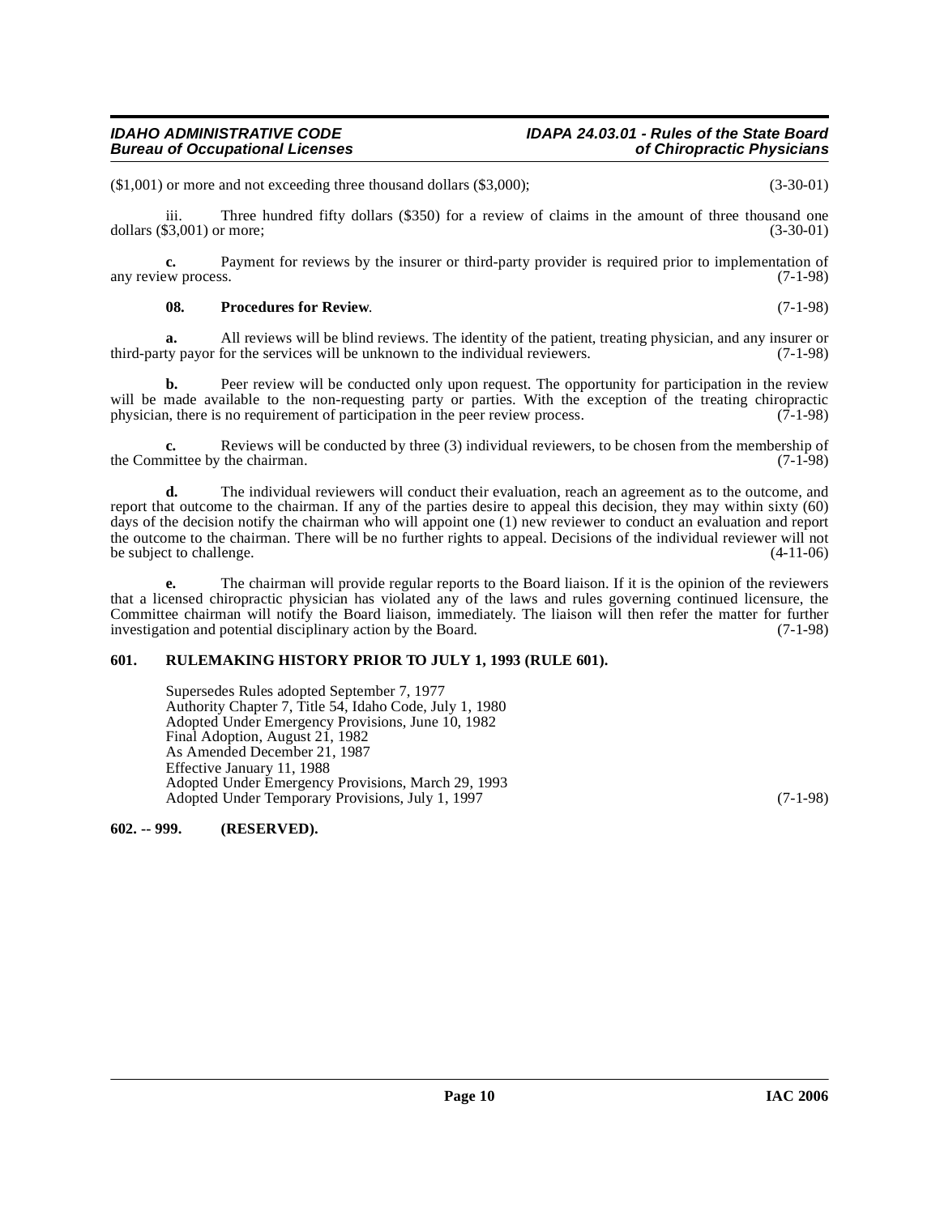($1,001) or more and not exceeding three thousand dollars ($3,000); (3-30-01)

iii. Three hundred fifty dollars ($350) for a review of claims in the amount of three thousand one dollars ($3,001) or more; (3-30-01)

**c.** Payment for reviews by the insurer or third-party provider is required prior to implementation of any review process. (7-1-98)

**08. Procedures for Review**. (7-1-98)

**a.** All reviews will be blind reviews. The identity of the patient, treating physician, and any insurer or third-party payor for the services will be unknown to the individual reviewers. (7-1-98)

**b.** Peer review will be conducted only upon request. The opportunity for participation in the review will be made available to the non-requesting party or parties. With the exception of the treating chiropractic physician, there is no requirement of participation in the peer review process. (7-1-98)

**c.** Reviews will be conducted by three (3) individual reviewers, to be chosen from the membership of the Committee by the chairman. (7-1-98)

**d.** The individual reviewers will conduct their evaluation, reach an agreement as to the outcome, and report that outcome to the chairman. If any of the parties desire to appeal this decision, they may within sixty (60) days of the decision notify the chairman who will appoint one (1) new reviewer to conduct an evaluation and report the outcome to the chairman. There will be no further rights to appeal. Decisions of the individual reviewer will not be subject to challenge. (4-11-06)

**e.** The chairman will provide regular reports to the Board liaison. If it is the opinion of the reviewers that a licensed chiropractic physician has violated any of the laws and rules governing continued licensure, the Committee chairman will notify the Board liaison, immediately. The liaison will then refer the matter for further investigation and potential disciplinary action by the Board. (7-1-98)

### 601. RULEMAKING HISTORY PRIOR TO JULY 1, 1993 (RULE 601).

Supersedes Rules adopted September 7, 1977
Authority Chapter 7, Title 54, Idaho Code, July 1, 1980
Adopted Under Emergency Provisions, June 10, 1982
Final Adoption, August 21, 1982
As Amended December 21, 1987
Effective January 11, 1988
Adopted Under Emergency Provisions, March 29, 1993
Adopted Under Temporary Provisions, July 1, 1997 (7-1-98)

### 602. -- 999. (RESERVED).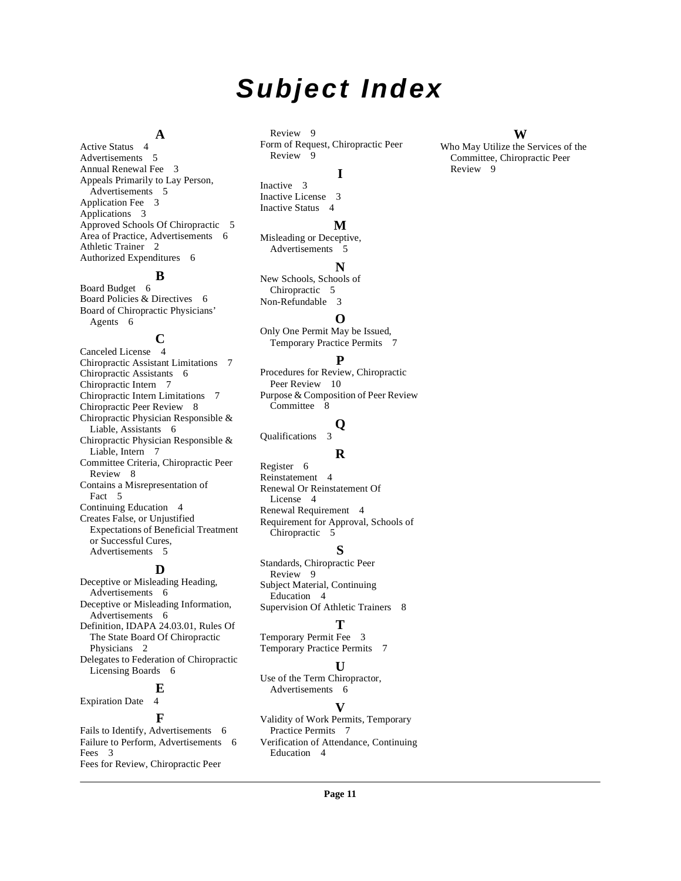# Subject Index

## A

Active Status 4
Advertisements 5
Annual Renewal Fee 3
Appeals Primarily to Lay Person, Advertisements 5
Application Fee 3
Applications 3
Approved Schools Of Chiropractic 5
Area of Practice, Advertisements 6
Athletic Trainer 2
Authorized Expenditures 6

## B

Board Budget 6
Board Policies & Directives 6
Board of Chiropractic Physicians' Agents 6

## C

Canceled License 4
Chiropractic Assistant Limitations 7
Chiropractic Assistants 6
Chiropractic Intern 7
Chiropractic Intern Limitations 7
Chiropractic Peer Review 8
Chiropractic Physician Responsible & Liable, Assistants 6
Chiropractic Physician Responsible & Liable, Intern 7
Committee Criteria, Chiropractic Peer Review 8
Contains a Misrepresentation of Fact 5
Continuing Education 4
Creates False, or Unjustified Expectations of Beneficial Treatment or Successful Cures, Advertisements 5

## D

Deceptive or Misleading Heading, Advertisements 6
Deceptive or Misleading Information, Advertisements 6
Definition, IDAPA 24.03.01, Rules Of The State Board Of Chiropractic Physicians 2
Delegates to Federation of Chiropractic Licensing Boards 6

## E

Expiration Date 4

## F

Fails to Identify, Advertisements 6
Failure to Perform, Advertisements 6
Fees 3
Fees for Review, Chiropractic Peer Review 9
Form of Request, Chiropractic Peer Review 9

## I

Inactive 3
Inactive License 3
Inactive Status 4

## M

Misleading or Deceptive, Advertisements 5

## N

New Schools, Schools of Chiropractic 5
Non-Refundable 3

## O

Only One Permit May be Issued, Temporary Practice Permits 7

## P

Procedures for Review, Chiropractic Peer Review 10
Purpose & Composition of Peer Review Committee 8

## Q

Qualifications 3

## R

Register 6
Reinstatement 4
Renewal Or Reinstatement Of License 4
Renewal Requirement 4
Requirement for Approval, Schools of Chiropractic 5

## S

Standards, Chiropractic Peer Review 9
Subject Material, Continuing Education 4
Supervision Of Athletic Trainers 8

## T

Temporary Permit Fee 3
Temporary Practice Permits 7

## U

Use of the Term Chiropractor, Advertisements 6

## V

Validity of Work Permits, Temporary Practice Permits 7
Verification of Attendance, Continuing Education 4

## W

Who May Utilize the Services of the Committee, Chiropractic Peer Review 9